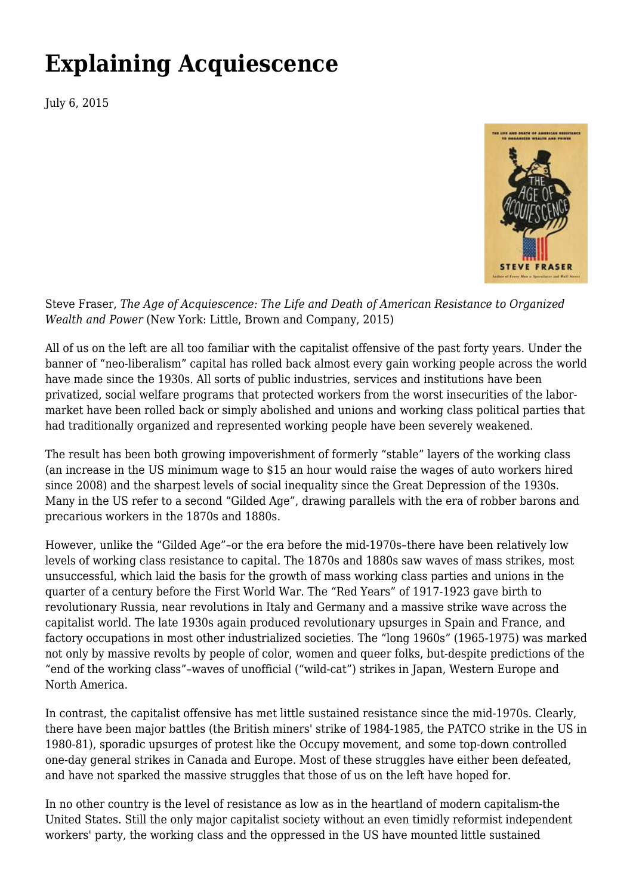# Explaining Acquiescence

July 6, 2015

Steve Fraser, *The Age of Acquiescence: The Life and Death of American Resistance to Organized Wealth and Power* (New York: Little, Brown and Company, 2015)

All of us on the left are all too familiar with the capitalist offensive of the past forty years. Under the banner of "neo-liberalism" capital has rolled back almost every gain working people across the world have made since the 1930s. All sorts of public industries, services and institutions have been privatized, social welfare programs that protected workers from the worst insecurities of the labor-market have been rolled back or simply abolished and unions and working class political parties that had traditionally organized and represented working people have been severely weakened.

The result has been both growing impoverishment of formerly "stable" layers of the working class (an increase in the US minimum wage to $15 an hour would raise the wages of auto workers hired since 2008) and the sharpest levels of social inequality since the Great Depression of the 1930s. Many in the US refer to a second "Gilded Age", drawing parallels with the era of robber barons and precarious workers in the 1870s and 1880s.

However, unlike the "Gilded Age"–or the era before the mid-1970s–there have been relatively low levels of working class resistance to capital. The 1870s and 1880s saw waves of mass strikes, most unsuccessful, which laid the basis for the growth of mass working class parties and unions in the quarter of a century before the First World War. The "Red Years" of 1917-1923 gave birth to revolutionary Russia, near revolutions in Italy and Germany and a massive strike wave across the capitalist world. The late 1930s again produced revolutionary upsurges in Spain and France, and factory occupations in most other industrialized societies. The "long 1960s" (1965-1975) was marked not only by massive revolts by people of color, women and queer folks, but-despite predictions of the "end of the working class"–waves of unofficial ("wild-cat") strikes in Japan, Western Europe and North America.

In contrast, the capitalist offensive has met little sustained resistance since the mid-1970s. Clearly, there have been major battles (the British miners' strike of 1984-1985, the PATCO strike in the US in 1980-81), sporadic upsurges of protest like the Occupy movement, and some top-down controlled one-day general strikes in Canada and Europe. Most of these struggles have either been defeated, and have not sparked the massive struggles that those of us on the left have hoped for.

In no other country is the level of resistance as low as in the heartland of modern capitalism-the United States. Still the only major capitalist society without an even timidly reformist independent workers' party, the working class and the oppressed in the US have mounted little sustained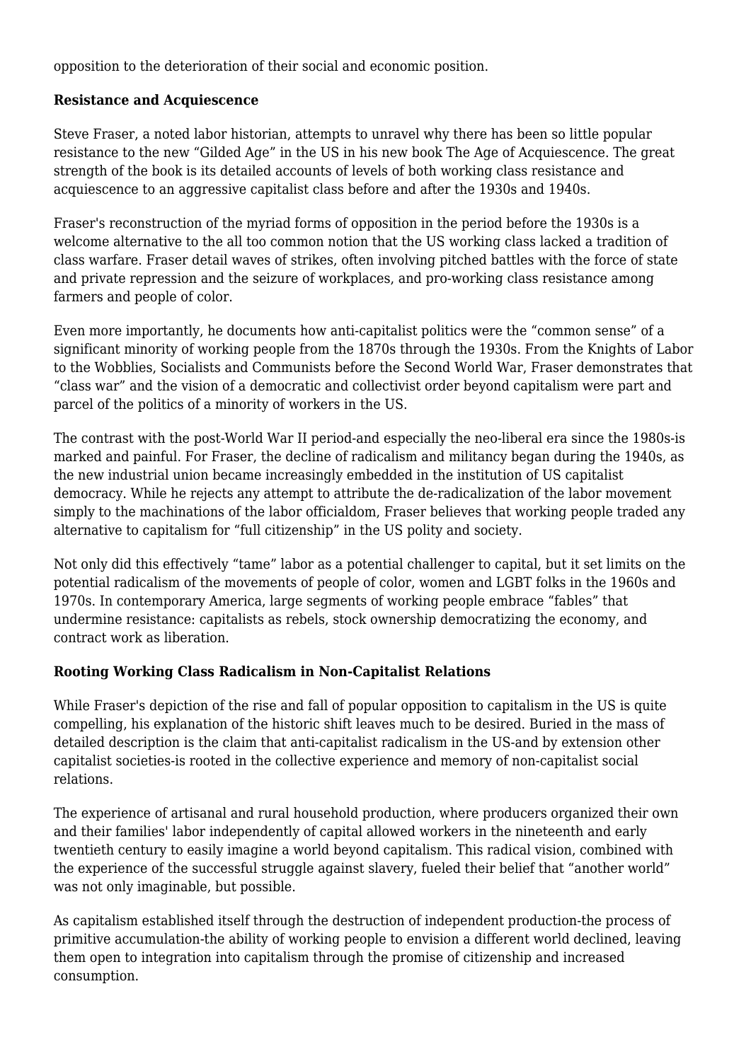opposition to the deterioration of their social and economic position.

**Resistance and Acquiescence**

Steve Fraser, a noted labor historian, attempts to unravel why there has been so little popular resistance to the new "Gilded Age" in the US in his new book The Age of Acquiescence. The great strength of the book is its detailed accounts of levels of both working class resistance and acquiescence to an aggressive capitalist class before and after the 1930s and 1940s.

Fraser's reconstruction of the myriad forms of opposition in the period before the 1930s is a welcome alternative to the all too common notion that the US working class lacked a tradition of class warfare. Fraser detail waves of strikes, often involving pitched battles with the force of state and private repression and the seizure of workplaces, and pro-working class resistance among farmers and people of color.

Even more importantly, he documents how anti-capitalist politics were the "common sense" of a significant minority of working people from the 1870s through the 1930s. From the Knights of Labor to the Wobblies, Socialists and Communists before the Second World War, Fraser demonstrates that "class war" and the vision of a democratic and collectivist order beyond capitalism were part and parcel of the politics of a minority of workers in the US.

The contrast with the post-World War II period-and especially the neo-liberal era since the 1980s-is marked and painful. For Fraser, the decline of radicalism and militancy began during the 1940s, as the new industrial union became increasingly embedded in the institution of US capitalist democracy. While he rejects any attempt to attribute the de-radicalization of the labor movement simply to the machinations of the labor officialdom, Fraser believes that working people traded any alternative to capitalism for "full citizenship" in the US polity and society.

Not only did this effectively "tame" labor as a potential challenger to capital, but it set limits on the potential radicalism of the movements of people of color, women and LGBT folks in the 1960s and 1970s. In contemporary America, large segments of working people embrace "fables" that undermine resistance: capitalists as rebels, stock ownership democratizing the economy, and contract work as liberation.

**Rooting Working Class Radicalism in Non-Capitalist Relations**

While Fraser's depiction of the rise and fall of popular opposition to capitalism in the US is quite compelling, his explanation of the historic shift leaves much to be desired. Buried in the mass of detailed description is the claim that anti-capitalist radicalism in the US-and by extension other capitalist societies-is rooted in the collective experience and memory of non-capitalist social relations.

The experience of artisanal and rural household production, where producers organized their own and their families' labor independently of capital allowed workers in the nineteenth and early twentieth century to easily imagine a world beyond capitalism. This radical vision, combined with the experience of the successful struggle against slavery, fueled their belief that "another world" was not only imaginable, but possible.

As capitalism established itself through the destruction of independent production-the process of primitive accumulation-the ability of working people to envision a different world declined, leaving them open to integration into capitalism through the promise of citizenship and increased consumption.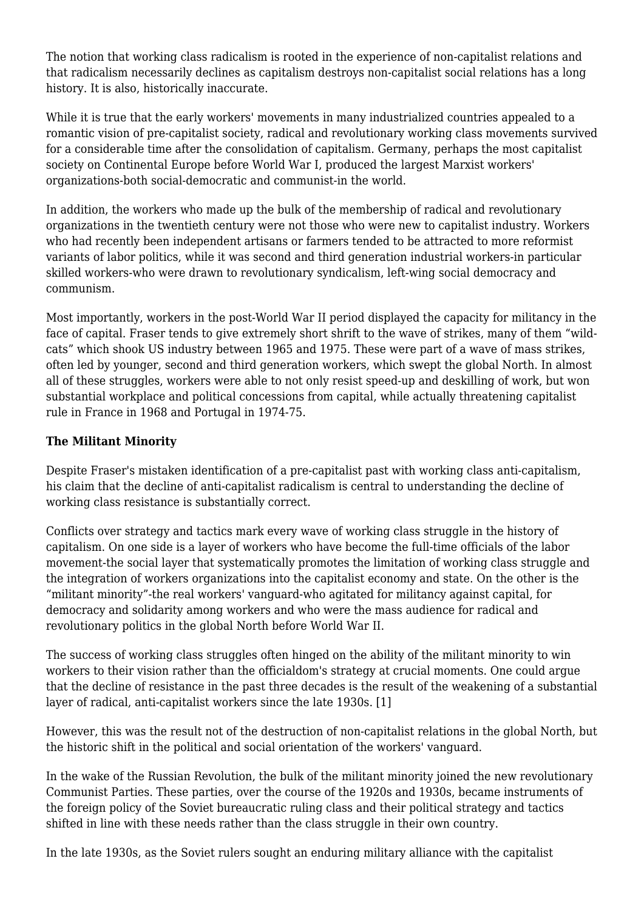The notion that working class radicalism is rooted in the experience of non-capitalist relations and that radicalism necessarily declines as capitalism destroys non-capitalist social relations has a long history. It is also, historically inaccurate.

While it is true that the early workers' movements in many industrialized countries appealed to a romantic vision of pre-capitalist society, radical and revolutionary working class movements survived for a considerable time after the consolidation of capitalism. Germany, perhaps the most capitalist society on Continental Europe before World War I, produced the largest Marxist workers' organizations-both social-democratic and communist-in the world.

In addition, the workers who made up the bulk of the membership of radical and revolutionary organizations in the twentieth century were not those who were new to capitalist industry. Workers who had recently been independent artisans or farmers tended to be attracted to more reformist variants of labor politics, while it was second and third generation industrial workers-in particular skilled workers-who were drawn to revolutionary syndicalism, left-wing social democracy and communism.

Most importantly, workers in the post-World War II period displayed the capacity for militancy in the face of capital. Fraser tends to give extremely short shrift to the wave of strikes, many of them "wild-cats" which shook US industry between 1965 and 1975. These were part of a wave of mass strikes, often led by younger, second and third generation workers, which swept the global North. In almost all of these struggles, workers were able to not only resist speed-up and deskilling of work, but won substantial workplace and political concessions from capital, while actually threatening capitalist rule in France in 1968 and Portugal in 1974-75.

**The Militant Minority**

Despite Fraser's mistaken identification of a pre-capitalist past with working class anti-capitalism, his claim that the decline of anti-capitalist radicalism is central to understanding the decline of working class resistance is substantially correct.

Conflicts over strategy and tactics mark every wave of working class struggle in the history of capitalism. On one side is a layer of workers who have become the full-time officials of the labor movement-the social layer that systematically promotes the limitation of working class struggle and the integration of workers organizations into the capitalist economy and state. On the other is the "militant minority"-the real workers' vanguard-who agitated for militancy against capital, for democracy and solidarity among workers and who were the mass audience for radical and revolutionary politics in the global North before World War II.

The success of working class struggles often hinged on the ability of the militant minority to win workers to their vision rather than the officialdom's strategy at crucial moments. One could argue that the decline of resistance in the past three decades is the result of the weakening of a substantial layer of radical, anti-capitalist workers since the late 1930s. [1]

However, this was the result not of the destruction of non-capitalist relations in the global North, but the historic shift in the political and social orientation of the workers' vanguard.

In the wake of the Russian Revolution, the bulk of the militant minority joined the new revolutionary Communist Parties. These parties, over the course of the 1920s and 1930s, became instruments of the foreign policy of the Soviet bureaucratic ruling class and their political strategy and tactics shifted in line with these needs rather than the class struggle in their own country.

In the late 1930s, as the Soviet rulers sought an enduring military alliance with the capitalist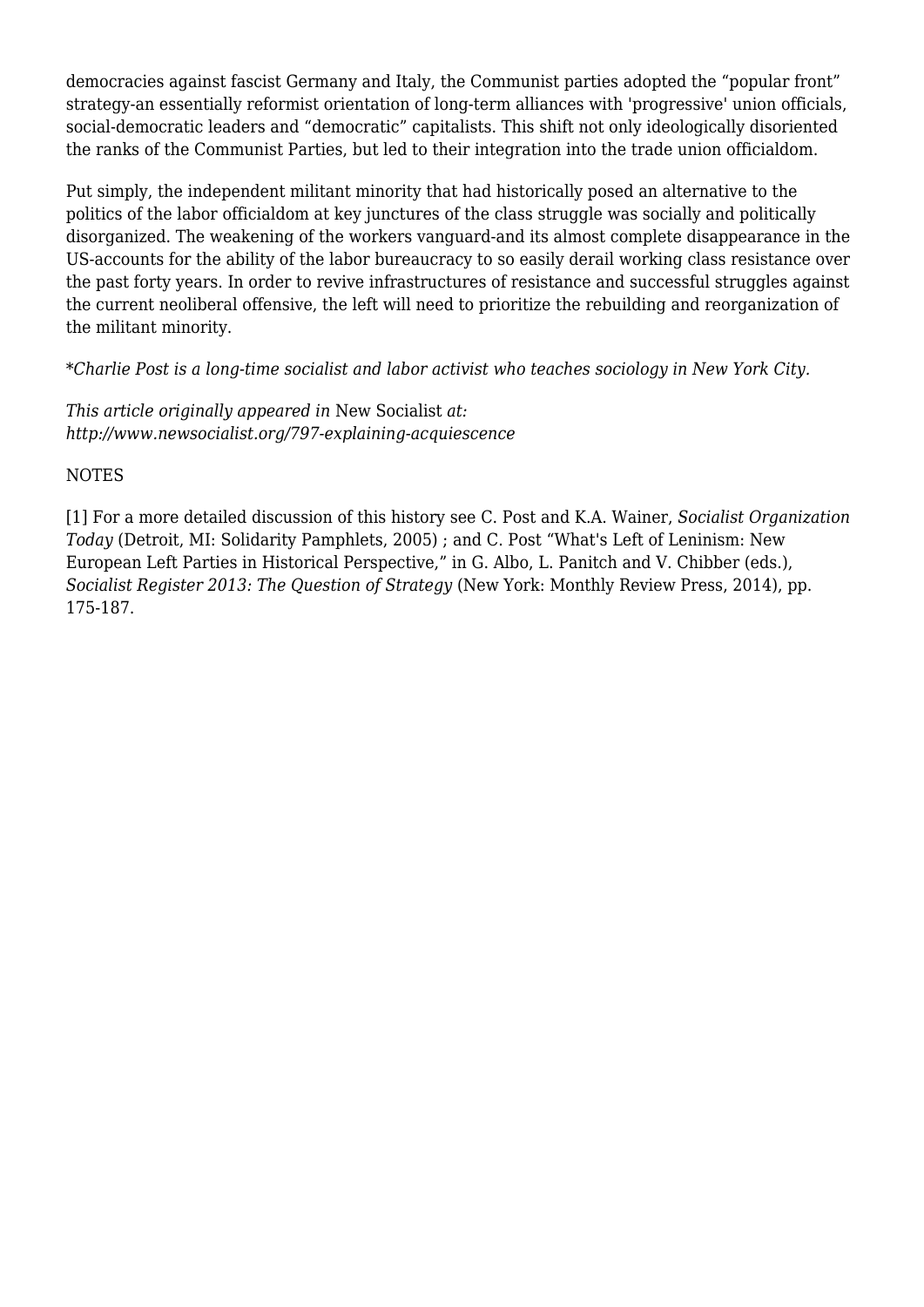democracies against fascist Germany and Italy, the Communist parties adopted the “popular front” strategy-an essentially reformist orientation of long-term alliances with 'progressive' union officials, social-democratic leaders and “democratic” capitalists. This shift not only ideologically disoriented the ranks of the Communist Parties, but led to their integration into the trade union officialdom.

Put simply, the independent militant minority that had historically posed an alternative to the politics of the labor officialdom at key junctures of the class struggle was socially and politically disorganized. The weakening of the workers vanguard-and its almost complete disappearance in the US-accounts for the ability of the labor bureaucracy to so easily derail working class resistance over the past forty years. In order to revive infrastructures of resistance and successful struggles against the current neoliberal offensive, the left will need to prioritize the rebuilding and reorganization of the militant minority.

*\*Charlie Post is a long-time socialist and labor activist who teaches sociology in New York City.*

*This article originally appeared in* New Socialist *at: http://www.newsocialist.org/797-explaining-acquiescence*

NOTES

[1] For a more detailed discussion of this history see C. Post and K.A. Wainer, *Socialist Organization Today* (Detroit, MI: Solidarity Pamphlets, 2005) ; and C. Post “What's Left of Leninism: New European Left Parties in Historical Perspective,” in G. Albo, L. Panitch and V. Chibber (eds.), *Socialist Register 2013: The Question of Strategy* (New York: Monthly Review Press, 2014), pp. 175-187.